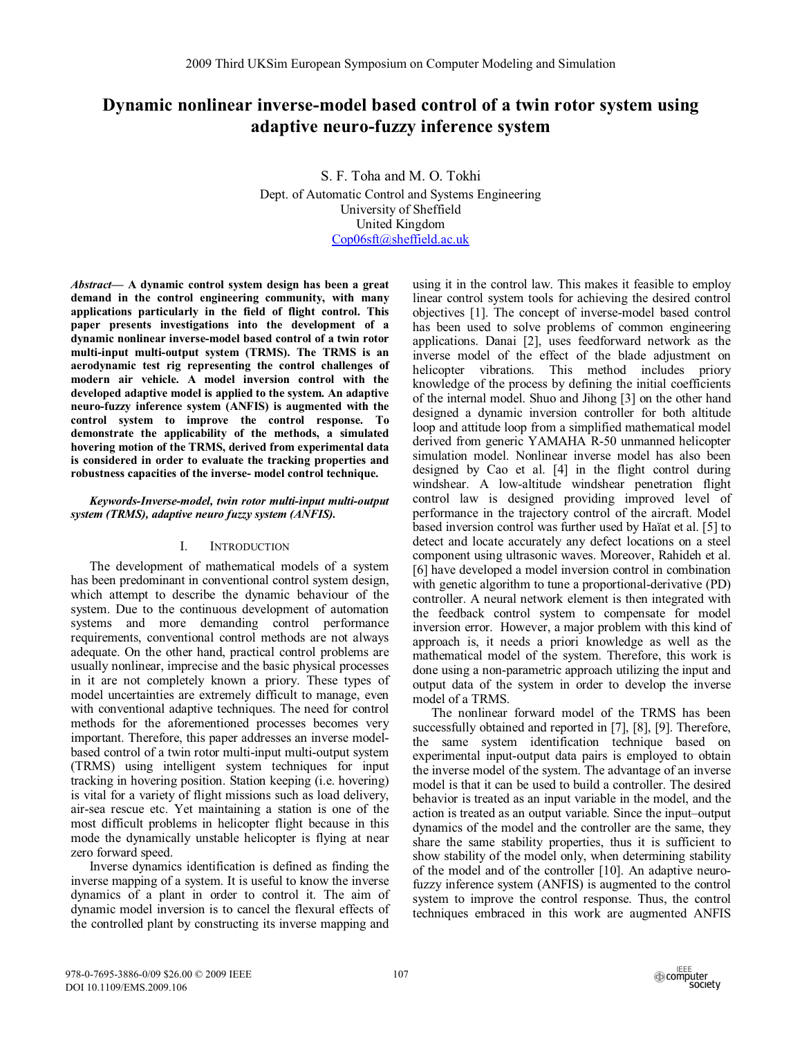# Dynamic nonlinear inverse-model based control of a twin rotor system using adaptive neuro-fuzzy inference system

S. F. Toha and M. O. Tokhi
Dept. of Automatic Control and Systems Engineering
University of Sheffield
United Kingdom
Cop06sft@sheffield.ac.uk

***Abstract*— A dynamic control system design has been a great demand in the control engineering community, with many applications particularly in the field of flight control. This paper presents investigations into the development of a dynamic nonlinear inverse-model based control of a twin rotor multi-input multi-output system (TRMS). The TRMS is an aerodynamic test rig representing the control challenges of modern air vehicle. A model inversion control with the developed adaptive model is applied to the system. An adaptive neuro-fuzzy inference system (ANFIS) is augmented with the control system to improve the control response. To demonstrate the applicability of the methods, a simulated hovering motion of the TRMS, derived from experimental data is considered in order to evaluate the tracking properties and robustness capacities of the inverse- model control technique.**

***Keywords-Inverse-model, twin rotor multi-input multi-output system (TRMS), adaptive neuro fuzzy system (ANFIS).***

## I. Introduction

The development of mathematical models of a system has been predominant in conventional control system design, which attempt to describe the dynamic behaviour of the system. Due to the continuous development of automation systems and more demanding control performance requirements, conventional control methods are not always adequate. On the other hand, practical control problems are usually nonlinear, imprecise and the basic physical processes in it are not completely known a priory. These types of model uncertainties are extremely difficult to manage, even with conventional adaptive techniques. The need for control methods for the aforementioned processes becomes very important. Therefore, this paper addresses an inverse model-based control of a twin rotor multi-input multi-output system (TRMS) using intelligent system techniques for input tracking in hovering position. Station keeping (i.e. hovering) is vital for a variety of flight missions such as load delivery, air-sea rescue etc. Yet maintaining a station is one of the most difficult problems in helicopter flight because in this mode the dynamically unstable helicopter is flying at near zero forward speed.

Inverse dynamics identification is defined as finding the inverse mapping of a system. It is useful to know the inverse dynamics of a plant in order to control it. The aim of dynamic model inversion is to cancel the flexural effects of the controlled plant by constructing its inverse mapping and using it in the control law. This makes it feasible to employ linear control system tools for achieving the desired control objectives [1]. The concept of inverse-model based control has been used to solve problems of common engineering applications. Danai [2], uses feedforward network as the inverse model of the effect of the blade adjustment on helicopter vibrations. This method includes priory knowledge of the process by defining the initial coefficients of the internal model. Shuo and Jihong [3] on the other hand designed a dynamic inversion controller for both altitude loop and attitude loop from a simplified mathematical model derived from generic YAMAHA R-50 unmanned helicopter simulation model. Nonlinear inverse model has also been designed by Cao et al. [4] in the flight control during windshear. A low-altitude windshear penetration flight control law is designed providing improved level of performance in the trajectory control of the aircraft. Model based inversion control was further used by Haïat et al. [5] to detect and locate accurately any defect locations on a steel component using ultrasonic waves. Moreover, Rahideh et al. [6] have developed a model inversion control in combination with genetic algorithm to tune a proportional-derivative (PD) controller. A neural network element is then integrated with the feedback control system to compensate for model inversion error. However, a major problem with this kind of approach is, it needs a priori knowledge as well as the mathematical model of the system. Therefore, this work is done using a non-parametric approach utilizing the input and output data of the system in order to develop the inverse model of a TRMS.

The nonlinear forward model of the TRMS has been successfully obtained and reported in [7], [8], [9]. Therefore, the same system identification technique based on experimental input-output data pairs is employed to obtain the inverse model of the system. The advantage of an inverse model is that it can be used to build a controller. The desired behavior is treated as an input variable in the model, and the action is treated as an output variable. Since the input–output dynamics of the model and the controller are the same, they share the same stability properties, thus it is sufficient to show stability of the model only, when determining stability of the model and of the controller [10]. An adaptive neuro-fuzzy inference system (ANFIS) is augmented to the control system to improve the control response. Thus, the control techniques embraced in this work are augmented ANFIS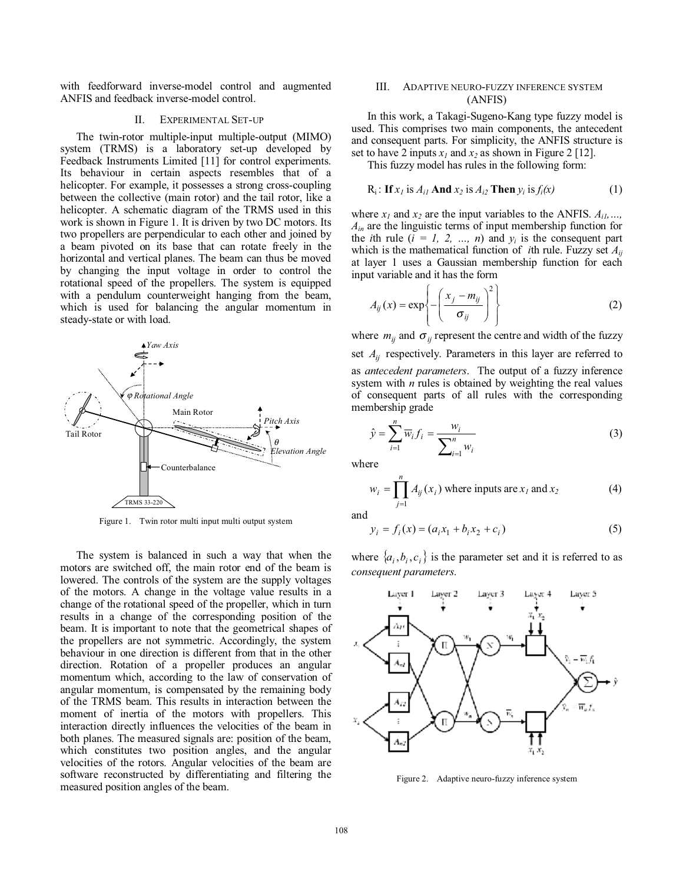with feedforward inverse-model control and augmented ANFIS and feedback inverse-model control.

## II. Experimental Set-up

The twin-rotor multiple-input multiple-output (MIMO) system (TRMS) is a laboratory set-up developed by Feedback Instruments Limited [11] for control experiments. Its behaviour in certain aspects resembles that of a helicopter. For example, it possesses a strong cross-coupling between the collective (main rotor) and the tail rotor, like a helicopter. A schematic diagram of the TRMS used in this work is shown in Figure 1. It is driven by two DC motors. Its two propellers are perpendicular to each other and joined by a beam pivoted on its base that can rotate freely in the horizontal and vertical planes. The beam can thus be moved by changing the input voltage in order to control the rotational speed of the propellers. The system is equipped with a pendulum counterweight hanging from the beam, which is used for balancing the angular momentum in steady-state or with load.

Yaw Axis

φ Rotational Angle

Main Rotor

Pitch Axis

Tail Rotor

θ

Elevation Angle

Counterbalance

TRMS 33-220

Figure 1. Twin rotor multi input multi output system

The system is balanced in such a way that when the motors are switched off, the main rotor end of the beam is lowered. The controls of the system are the supply voltages of the motors. A change in the voltage value results in a change of the rotational speed of the propeller, which in turn results in a change of the corresponding position of the beam. It is important to note that the geometrical shapes of the propellers are not symmetric. Accordingly, the system behaviour in one direction is different from that in the other direction. Rotation of a propeller produces an angular momentum which, according to the law of conservation of angular momentum, is compensated by the remaining body of the TRMS beam. This results in interaction between the moment of inertia of the motors with propellers. This interaction directly influences the velocities of the beam in both planes. The measured signals are: position of the beam, which constitutes two position angles, and the angular velocities of the rotors. Angular velocities of the beam are software reconstructed by differentiating and filtering the measured position angles of the beam.

## III. Adaptive neuro-fuzzy inference system (ANFIS)

In this work, a Takagi-Sugeno-Kang type fuzzy model is used. This comprises two main components, the antecedent and consequent parts. For simplicity, the ANFIS structure is set to have 2 inputs $x_1$ and $x_2$ as shown in Figure 2 [12].

This fuzzy model has rules in the following form:

$$R_i : \textbf{If } x_1 \text{ is } A_{i1} \textbf{ And } x_2 \text{ is } A_{i2} \textbf{ Then } y_i \text{ is } f_i(x) \tag{1}$$

where $x_1$ and $x_2$ are the input variables to the ANFIS. $A_{i1}, \ldots, A_{in}$ are the linguistic terms of input membership function for the $i$th rule ($i = 1, 2, \ldots, n$) and $y_i$ is the consequent part which is the mathematical function of $i$th rule. Fuzzy set $A_{ij}$ at layer 1 uses a Gaussian membership function for each input variable and it has the form

$$A_{ij}(x) = \exp\left\{-\left(\frac{x_j - m_{ij}}{\sigma_{ij}}\right)^2\right\} \tag{2}$$

where $m_{ij}$ and $\sigma_{ij}$ represent the centre and width of the fuzzy set $A_{ij}$ respectively. Parameters in this layer are referred to as *antecedent parameters*. The output of a fuzzy inference system with $n$ rules is obtained by weighting the real values of consequent parts of all rules with the corresponding membership grade

$$\hat{y} = \sum_{i=1}^{n} \overline{w}_i f_i = \frac{w_i}{\sum_{i=1}^{n} w_i} \tag{3}$$

where

$$w_i = \prod_{j=1}^{n} A_{ij}(x_i) \text{ where inputs are } x_1 \text{ and } x_2 \tag{4}$$

and

$$y_i = f_i(x) = (a_i x_1 + b_i x_2 + c_i) \tag{5}$$

where $\{a_i, b_i, c_i\}$ is the parameter set and it is referred to as *consequent parameters*.

Layer 1 Layer 2 Layer 3 Layer 4 Layer 5

Figure 2. Adaptive neuro-fuzzy inference system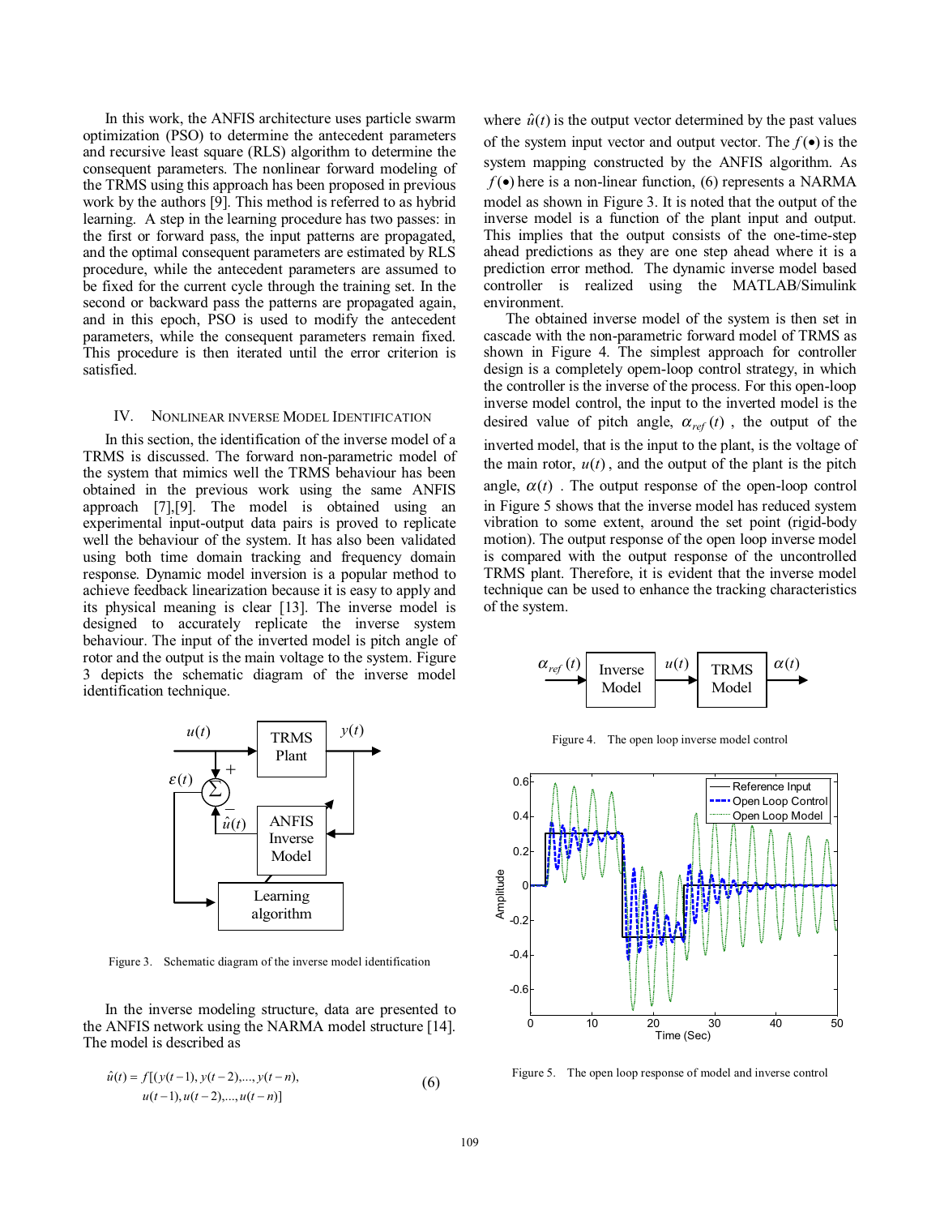In this work, the ANFIS architecture uses particle swarm optimization (PSO) to determine the antecedent parameters and recursive least square (RLS) algorithm to determine the consequent parameters. The nonlinear forward modeling of the TRMS using this approach has been proposed in previous work by the authors [9]. This method is referred to as hybrid learning. A step in the learning procedure has two passes: in the first or forward pass, the input patterns are propagated, and the optimal consequent parameters are estimated by RLS procedure, while the antecedent parameters are assumed to be fixed for the current cycle through the training set. In the second or backward pass the patterns are propagated again, and in this epoch, PSO is used to modify the antecedent parameters, while the consequent parameters remain fixed. This procedure is then iterated until the error criterion is satisfied.

## IV. Nonlinear inverse Model Identification

In this section, the identification of the inverse model of a TRMS is discussed. The forward non-parametric model of the system that mimics well the TRMS behaviour has been obtained in the previous work using the same ANFIS approach [7],[9]. The model is obtained using an experimental input-output data pairs is proved to replicate well the behaviour of the system. It has also been validated using both time domain tracking and frequency domain response. Dynamic model inversion is a popular method to achieve feedback linearization because it is easy to apply and its physical meaning is clear [13]. The inverse model is designed to accurately replicate the inverse system behaviour. The input of the inverted model is pitch angle of rotor and the output is the main voltage to the system. Figure 3 depicts the schematic diagram of the inverse model identification technique.

Figure 3. Schematic diagram of the inverse model identification

In the inverse modeling structure, data are presented to the ANFIS network using the NARMA model structure [14]. The model is described as

$$\hat{u}(t) = f[(y(t-1), y(t-2), ..., y(t-n), u(t-1), u(t-2), ..., u(t-n)] \quad (6)$$

where $\hat{u}(t)$ is the output vector determined by the past values of the system input vector and output vector. The $f(\bullet)$ is the system mapping constructed by the ANFIS algorithm. As $f(\bullet)$ here is a non-linear function, (6) represents a NARMA model as shown in Figure 3. It is noted that the output of the inverse model is a function of the plant input and output. This implies that the output consists of the one-time-step ahead predictions as they are one step ahead where it is a prediction error method. The dynamic inverse model based controller is realized using the MATLAB/Simulink environment.

The obtained inverse model of the system is then set in cascade with the non-parametric forward model of TRMS as shown in Figure 4. The simplest approach for controller design is a completely opem-loop control strategy, in which the controller is the inverse of the process. For this open-loop inverse model control, the input to the inverted model is the desired value of pitch angle, $\alpha_{ref}(t)$, the output of the inverted model, that is the input to the plant, is the voltage of the main rotor, $u(t)$, and the output of the plant is the pitch angle, $\alpha(t)$. The output response of the open-loop control in Figure 5 shows that the inverse model has reduced system vibration to some extent, around the set point (rigid-body motion). The output response of the open loop inverse model is compared with the output response of the uncontrolled TRMS plant. Therefore, it is evident that the inverse model technique can be used to enhance the tracking characteristics of the system.

Figure 4. The open loop inverse model control

Figure 5. The open loop response of model and inverse control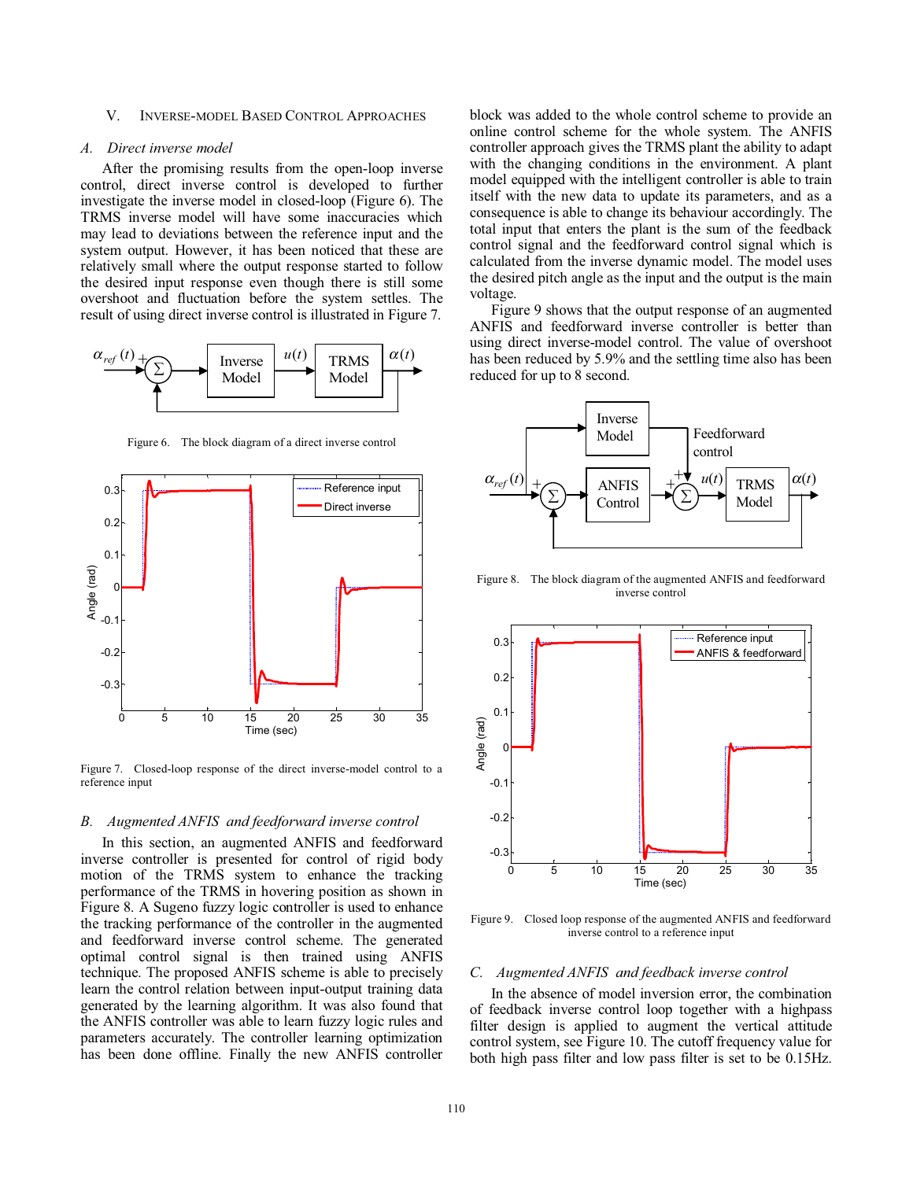## V. Inverse-Model Based Control Approaches

### A. Direct inverse model

After the promising results from the open-loop inverse control, direct inverse control is developed to further investigate the inverse model in closed-loop (Figure 6). The TRMS inverse model will have some inaccuracies which may lead to deviations between the reference input and the system output. However, it has been noticed that these are relatively small where the output response started to follow the desired input response even though there is still some overshoot and fluctuation before the system settles. The result of using direct inverse control is illustrated in Figure 7.

$\alpha_{ref}(t)$ + Σ Inverse Model $u(t)$ TRMS Model $\alpha(t)$

Figure 6. The block diagram of a direct inverse control

Reference input
Direct inverse
Angle (rad)
Time (sec)
0.3
0.2
0.1
0
-0.1
-0.2
-0.3
0 5 10 15 20 25 30 35

Figure 7. Closed-loop response of the direct inverse-model control to a reference input

### B. Augmented ANFIS and feedforward inverse control

In this section, an augmented ANFIS and feedforward inverse controller is presented for control of rigid body motion of the TRMS system to enhance the tracking performance of the TRMS in hovering position as shown in Figure 8. A Sugeno fuzzy logic controller is used to enhance the tracking performance of the controller in the augmented and feedforward inverse control scheme. The generated optimal control signal is then trained using ANFIS technique. The proposed ANFIS scheme is able to precisely learn the control relation between input-output training data generated by the learning algorithm. It was also found that the ANFIS controller was able to learn fuzzy logic rules and parameters accurately. The controller learning optimization has been done offline. Finally the new ANFIS controller block was added to the whole control scheme to provide an online control scheme for the whole system. The ANFIS controller approach gives the TRMS plant the ability to adapt with the changing conditions in the environment. A plant model equipped with the intelligent controller is able to train itself with the new data to update its parameters, and as a consequence is able to change its behaviour accordingly. The total input that enters the plant is the sum of the feedback control signal and the feedforward control signal which is calculated from the inverse dynamic model. The model uses the desired pitch angle as the input and the output is the main voltage.

Figure 9 shows that the output response of an augmented ANFIS and feedforward inverse controller is better than using direct inverse-model control. The value of overshoot has been reduced by 5.9% and the settling time also has been reduced for up to 8 second.

Inverse Model
Feedforward control
$\alpha_{ref}(t)$ + Σ ANFIS Control + + Σ $u(t)$ TRMS Model $\alpha(t)$

Figure 8. The block diagram of the augmented ANFIS and feedforward inverse control

Reference input
ANFIS & feedforward
Angle (rad)
Time (sec)
0.3
0.2
0.1
0
-0.1
-0.2
-0.3
0 5 10 15 20 25 30 35

Figure 9. Closed loop response of the augmented ANFIS and feedforward inverse control to a reference input

### C. Augmented ANFIS and feedback inverse control

In the absence of model inversion error, the combination of feedback inverse control loop together with a highpass filter design is applied to augment the vertical attitude control system, see Figure 10. The cutoff frequency value for both high pass filter and low pass filter is set to be 0.15Hz.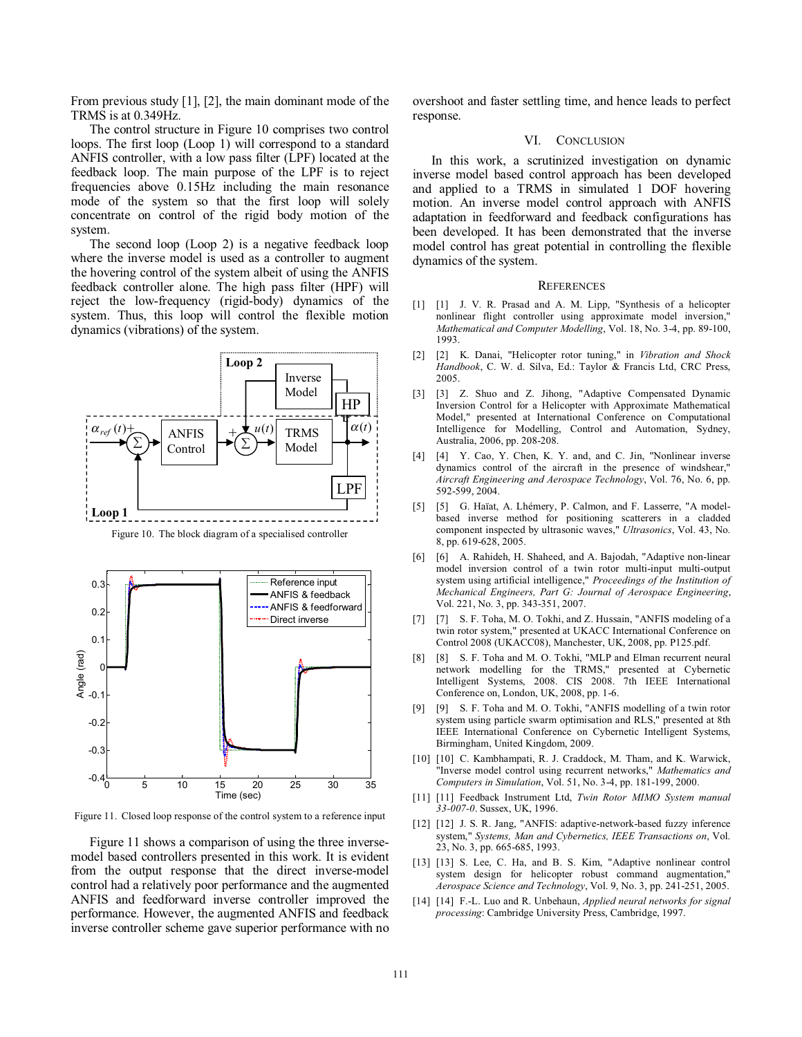From previous study [1], [2], the main dominant mode of the TRMS is at 0.349Hz.

The control structure in Figure 10 comprises two control loops. The first loop (Loop 1) will correspond to a standard ANFIS controller, with a low pass filter (LPF) located at the feedback loop. The main purpose of the LPF is to reject frequencies above 0.15Hz including the main resonance mode of the system so that the first loop will solely concentrate on control of the rigid body motion of the system.

The second loop (Loop 2) is a negative feedback loop where the inverse model is used as a controller to augment the hovering control of the system albeit of using the ANFIS feedback controller alone. The high pass filter (HPF) will reject the low-frequency (rigid-body) dynamics of the system. Thus, this loop will control the flexible motion dynamics (vibrations) of the system.

Loop 2

Inverse Model

HP

$\alpha_{ref}(t)$ +

Σ

ANFIS Control

+

$u(t)$

Σ

TRMS Model

$\alpha(t)$

LPF

Loop 1

Figure 10. The block diagram of a specialised controller

Reference input

ANFIS & feedback

ANFIS & feedforward

Direct inverse

Angle (rad)

0.3

0.2

0.1

0

-0.1

-0.2

-0.3

-0.4

0

5

10

15

20

25

30

35

Time (sec)

Figure 11. Closed loop response of the control system to a reference input

Figure 11 shows a comparison of using the three inverse-model based controllers presented in this work. It is evident from the output response that the direct inverse-model control had a relatively poor performance and the augmented ANFIS and feedforward inverse controller improved the performance. However, the augmented ANFIS and feedback inverse controller scheme gave superior performance with no overshoot and faster settling time, and hence leads to perfect response.

## VI. Conclusion

In this work, a scrutinized investigation on dynamic inverse model based control approach has been developed and applied to a TRMS in simulated 1 DOF hovering motion. An inverse model control approach with ANFIS adaptation in feedforward and feedback configurations has been developed. It has been demonstrated that the inverse model control has great potential in controlling the flexible dynamics of the system.

## References

[1] [1] J. V. R. Prasad and A. M. Lipp, "Synthesis of a helicopter nonlinear flight controller using approximate model inversion," *Mathematical and Computer Modelling*, Vol. 18, No. 3-4, pp. 89-100, 1993.

[2] [2] K. Danai, "Helicopter rotor tuning," in *Vibration and Shock Handbook*, C. W. d. Silva, Ed.: Taylor & Francis Ltd, CRC Press, 2005.

[3] [3] Z. Shuo and Z. Jihong, "Adaptive Compensated Dynamic Inversion Control for a Helicopter with Approximate Mathematical Model," presented at International Conference on Computational Intelligence for Modelling, Control and Automation, Sydney, Australia, 2006, pp. 208-208.

[4] [4] Y. Cao, Y. Chen, K. Y. and, and C. Jin, "Nonlinear inverse dynamics control of the aircraft in the presence of windshear," *Aircraft Engineering and Aerospace Technology*, Vol. 76, No. 6, pp. 592-599, 2004.

[5] [5] G. Haïat, A. Lhémery, P. Calmon, and F. Lasserre, "A model-based inverse method for positioning scatterers in a cladded component inspected by ultrasonic waves," *Ultrasonics*, Vol. 43, No. 8, pp. 619-628, 2005.

[6] [6] A. Rahideh, H. Shaheed, and A. Bajodah, "Adaptive non-linear model inversion control of a twin rotor multi-input multi-output system using artificial intelligence," *Proceedings of the Institution of Mechanical Engineers, Part G: Journal of Aerospace Engineering*, Vol. 221, No. 3, pp. 343-351, 2007.

[7] [7] S. F. Toha, M. O. Tokhi, and Z. Hussain, "ANFIS modeling of a twin rotor system," presented at UKACC International Conference on Control 2008 (UKACC08), Manchester, UK, 2008, pp. P125.pdf.

[8] [8] S. F. Toha and M. O. Tokhi, "MLP and Elman recurrent neural network modelling for the TRMS," presented at Cybernetic Intelligent Systems, 2008. CIS 2008. 7th IEEE International Conference on, London, UK, 2008, pp. 1-6.

[9] [9] S. F. Toha and M. O. Tokhi, "ANFIS modelling of a twin rotor system using particle swarm optimisation and RLS," presented at 8th IEEE International Conference on Cybernetic Intelligent Systems, Birmingham, United Kingdom, 2009.

[10] [10] C. Kambhampati, R. J. Craddock, M. Tham, and K. Warwick, "Inverse model control using recurrent networks," *Mathematics and Computers in Simulation*, Vol. 51, No. 3-4, pp. 181-199, 2000.

[11] [11] Feedback Instrument Ltd, *Twin Rotor MIMO System manual 33-007-0*. Sussex, UK, 1996.

[12] [12] J. S. R. Jang, "ANFIS: adaptive-network-based fuzzy inference system," *Systems, Man and Cybernetics, IEEE Transactions on*, Vol. 23, No. 3, pp. 665-685, 1993.

[13] [13] S. Lee, C. Ha, and B. S. Kim, "Adaptive nonlinear control system design for helicopter robust command augmentation," *Aerospace Science and Technology*, Vol. 9, No. 3, pp. 241-251, 2005.

[14] [14] F.-L. Luo and R. Unbehaun, *Applied neural networks for signal processing*: Cambridge University Press, Cambridge, 1997.